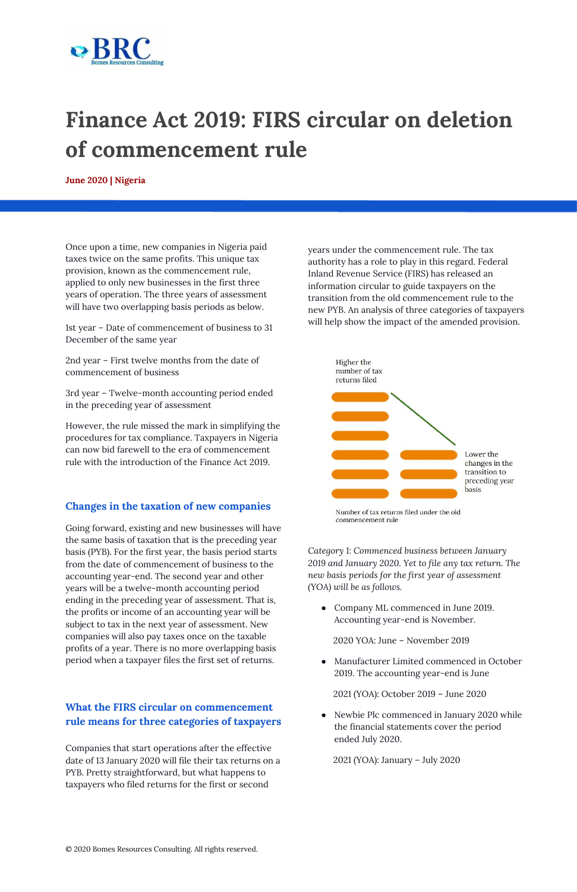# Finance Act 2019: FIRS circular on deletion of commencement rule

**June 2020 | Nigeria**

Once upon a time, new companies in Nigeria paid taxes twice on the same profits. This unique tax provision, known as the commencement rule, applied to only new businesses in the first three years of operation. The three years of assessment will have two overlapping basis periods as below.

1st year – Date of commencement of business to 31 December of the same year

2nd year – First twelve months from the date of commencement of business

3rd year – Twelve-month accounting period ended in the preceding year of assessment

However, the rule missed the mark in simplifying the procedures for tax compliance. Taxpayers in Nigeria can now bid farewell to the era of commencement rule with the introduction of the Finance Act 2019.

## Changes in the taxation of new companies

Going forward, existing and new businesses will have the same basis of taxation that is the preceding year basis (PYB). For the first year, the basis period starts from the date of commencement of business to the accounting year-end. The second year and other years will be a twelve-month accounting period ending in the preceding year of assessment. That is, the profits or income of an accounting year will be subject to tax in the next year of assessment. New companies will also pay taxes once on the taxable profits of a year. There is no more overlapping basis period when a taxpayer files the first set of returns.

## What the FIRS circular on commencement rule means for three categories of taxpayers

Companies that start operations after the effective date of 13 January 2020 will file their tax returns on a PYB. Pretty straightforward, but what happens to taxpayers who filed returns for the first or second years under the commencement rule. The tax authority has a role to play in this regard. Federal Inland Revenue Service (FIRS) has released an information circular to guide taxpayers on the transition from the old commencement rule to the new PYB. An analysis of three categories of taxpayers will help show the impact of the amended provision.

Higher the number of tax returns filed

Lower the changes in the transition to preceding year basis

Number of tax returns filed under the old commencement rule

*Category 1: Commenced business between January 2019 and January 2020. Yet to file any tax return. The new basis periods for the first year of assessment (YOA) will be as follows.*

- Company ML commenced in June 2019. Accounting year-end is November.

  2020 YOA: June – November 2019

- Manufacturer Limited commenced in October 2019. The accounting year-end is June

  2021 (YOA): October 2019 – June 2020

- Newbie Plc commenced in January 2020 while the financial statements cover the period ended July 2020.

  2021 (YOA): January – July 2020

© 2020 Bomes Resources Consulting. All rights reserved.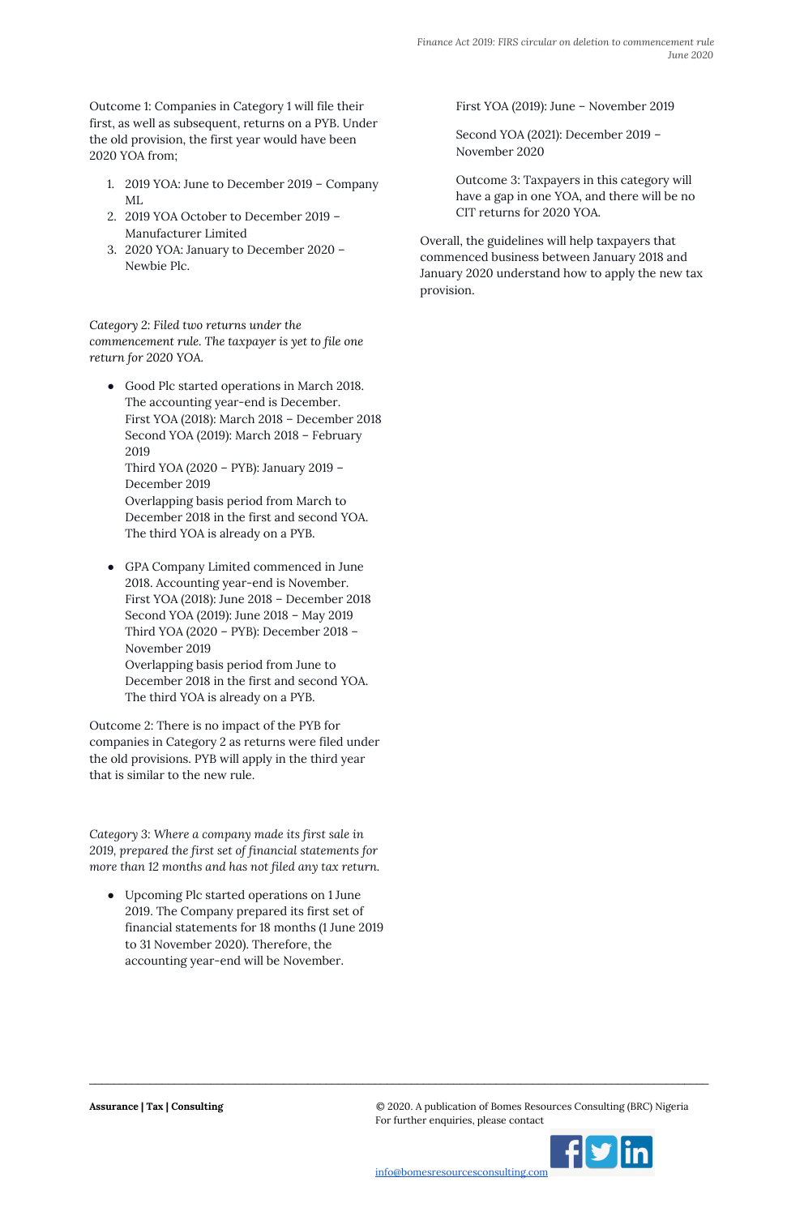Outcome 1: Companies in Category 1 will file their first, as well as subsequent, returns on a PYB. Under the old provision, the first year would have been 2020 YOA from;

1. 2019 YOA: June to December 2019 – Company ML
2. 2019 YOA October to December 2019 – Manufacturer Limited
3. 2020 YOA: January to December 2020 – Newbie Plc.

*Category 2: Filed two returns under the commencement rule. The taxpayer is yet to file one return for 2020 YOA.*

- Good Plc started operations in March 2018. The accounting year-end is December.
  First YOA (2018): March 2018 – December 2018
  Second YOA (2019): March 2018 – February 2019
  Third YOA (2020 – PYB): January 2019 – December 2019
  Overlapping basis period from March to December 2018 in the first and second YOA. The third YOA is already on a PYB.

- GPA Company Limited commenced in June 2018. Accounting year-end is November.
  First YOA (2018): June 2018 – December 2018
  Second YOA (2019): June 2018 – May 2019
  Third YOA (2020 – PYB): December 2018 – November 2019
  Overlapping basis period from June to December 2018 in the first and second YOA. The third YOA is already on a PYB.

Outcome 2: There is no impact of the PYB for companies in Category 2 as returns were filed under the old provisions. PYB will apply in the third year that is similar to the new rule.

*Category 3: Where a company made its first sale in 2019, prepared the first set of financial statements for more than 12 months and has not filed any tax return.*

- Upcoming Plc started operations on 1 June 2019. The Company prepared its first set of financial statements for 18 months (1 June 2019 to 31 November 2020). Therefore, the accounting year-end will be November.

  First YOA (2019): June – November 2019

  Second YOA (2021): December 2019 – November 2020

  Outcome 3: Taxpayers in this category will have a gap in one YOA, and there will be no CIT returns for 2020 YOA.

Overall, the guidelines will help taxpayers that commenced business between January 2018 and January 2020 understand how to apply the new tax provision.

**Assurance | Tax | Consulting**

© 2020. A publication of Bomes Resources Consulting (BRC) Nigeria
For further enquiries, please contact
info@bomesresourcesconsulting.com